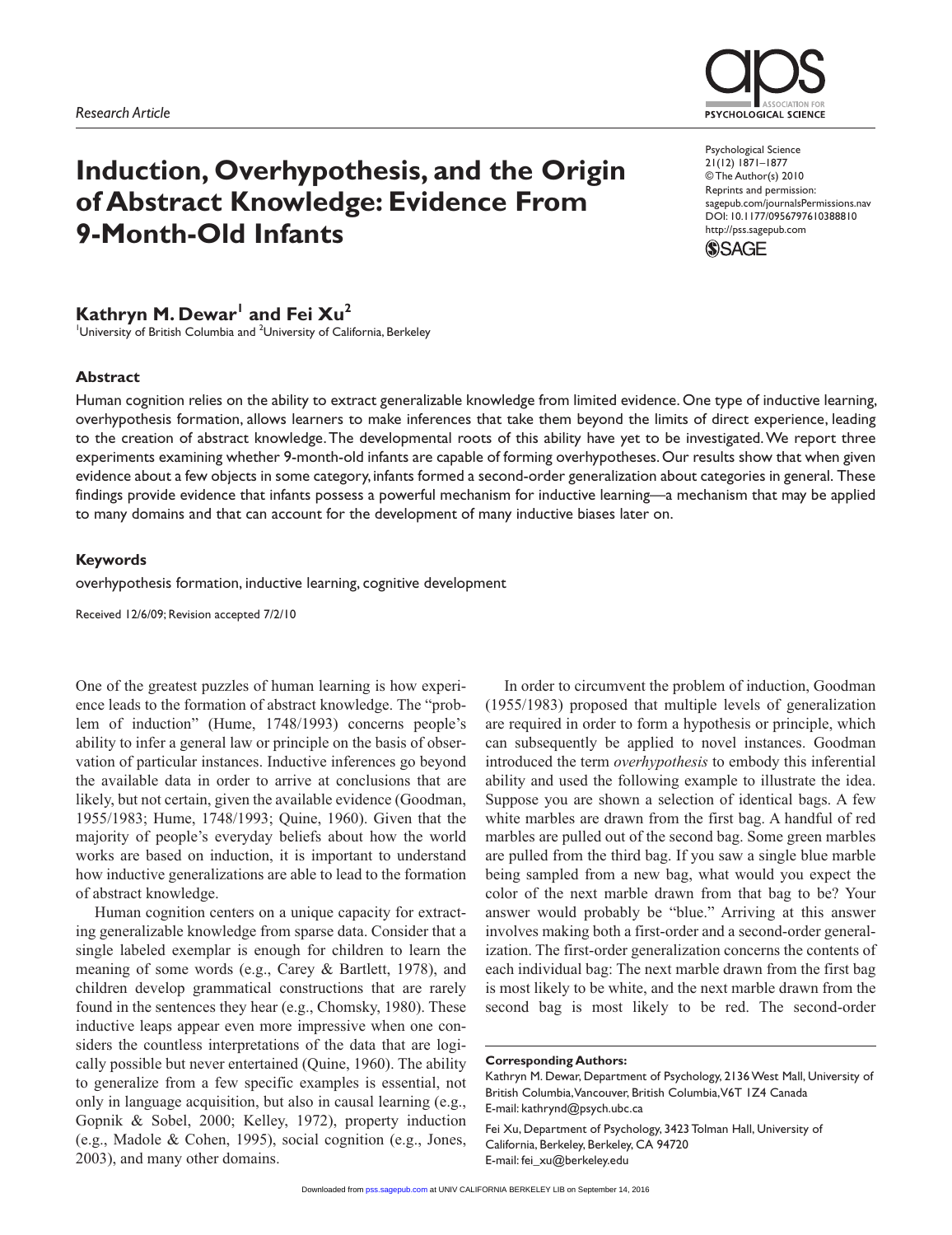*Research Article*

# Induction, Overhypothesis, and the Origin of Abstract Knowledge: Evidence From 9-Month-Old Infants

Psychological Science
21(12) 1871–1877
© The Author(s) 2010
Reprints and permission:
sagepub.com/journalsPermissions.nav
DOI: 10.1177/0956797610388810
http://pss.sagepub.com

**Kathryn M. Dewar[1] and Fei Xu[2]**

[1]University of British Columbia and [2]University of California, Berkeley

## Abstract

Human cognition relies on the ability to extract generalizable knowledge from limited evidence. One type of inductive learning, overhypothesis formation, allows learners to make inferences that take them beyond the limits of direct experience, leading to the creation of abstract knowledge. The developmental roots of this ability have yet to be investigated. We report three experiments examining whether 9-month-old infants are capable of forming overhypotheses. Our results show that when given evidence about a few objects in some category, infants formed a second-order generalization about categories in general. These findings provide evidence that infants possess a powerful mechanism for inductive learning—a mechanism that may be applied to many domains and that can account for the development of many inductive biases later on.

## Keywords

overhypothesis formation, inductive learning, cognitive development

Received 12/6/09; Revision accepted 7/2/10

One of the greatest puzzles of human learning is how experience leads to the formation of abstract knowledge. The "problem of induction" (Hume, 1748/1993) concerns people's ability to infer a general law or principle on the basis of observation of particular instances. Inductive inferences go beyond the available data in order to arrive at conclusions that are likely, but not certain, given the available evidence (Goodman, 1955/1983; Hume, 1748/1993; Quine, 1960). Given that the majority of people's everyday beliefs about how the world works are based on induction, it is important to understand how inductive generalizations are able to lead to the formation of abstract knowledge.

Human cognition centers on a unique capacity for extracting generalizable knowledge from sparse data. Consider that a single labeled exemplar is enough for children to learn the meaning of some words (e.g., Carey & Bartlett, 1978), and children develop grammatical constructions that are rarely found in the sentences they hear (e.g., Chomsky, 1980). These inductive leaps appear even more impressive when one considers the countless interpretations of the data that are logically possible but never entertained (Quine, 1960). The ability to generalize from a few specific examples is essential, not only in language acquisition, but also in causal learning (e.g., Gopnik & Sobel, 2000; Kelley, 1972), property induction (e.g., Madole & Cohen, 1995), social cognition (e.g., Jones, 2003), and many other domains.

In order to circumvent the problem of induction, Goodman (1955/1983) proposed that multiple levels of generalization are required in order to form a hypothesis or principle, which can subsequently be applied to novel instances. Goodman introduced the term *overhypothesis* to embody this inferential ability and used the following example to illustrate the idea. Suppose you are shown a selection of identical bags. A few white marbles are drawn from the first bag. A handful of red marbles are pulled out of the second bag. Some green marbles are pulled from the third bag. If you saw a single blue marble being sampled from a new bag, what would you expect the color of the next marble drawn from that bag to be? Your answer would probably be "blue." Arriving at this answer involves making both a first-order and a second-order generalization. The first-order generalization concerns the contents of each individual bag: The next marble drawn from the first bag is most likely to be white, and the next marble drawn from the second bag is most likely to be red. The second-order

**Corresponding Authors:**
Kathryn M. Dewar, Department of Psychology, 2136 West Mall, University of British Columbia, Vancouver, British Columbia, V6T 1Z4 Canada
E-mail: kathrynd@psych.ubc.ca

Fei Xu, Department of Psychology, 3423 Tolman Hall, University of California, Berkeley, Berkeley, CA 94720
E-mail: fei_xu@berkeley.edu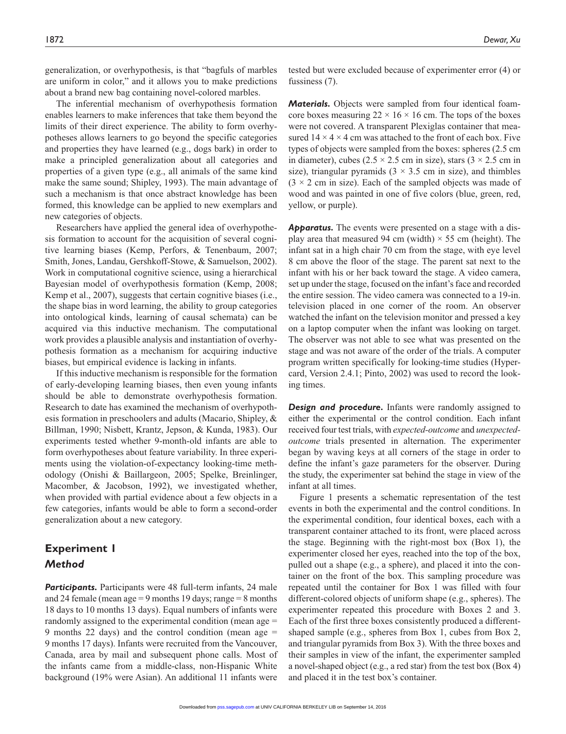generalization, or overhypothesis, is that "bagfuls of marbles are uniform in color," and it allows you to make predictions about a brand new bag containing novel-colored marbles.

The inferential mechanism of overhypothesis formation enables learners to make inferences that take them beyond the limits of their direct experience. The ability to form overhypotheses allows learners to go beyond the specific categories and properties they have learned (e.g., dogs bark) in order to make a principled generalization about all categories and properties of a given type (e.g., all animals of the same kind make the same sound; Shipley, 1993). The main advantage of such a mechanism is that once abstract knowledge has been formed, this knowledge can be applied to new exemplars and new categories of objects.

Researchers have applied the general idea of overhypothesis formation to account for the acquisition of several cognitive learning biases (Kemp, Perfors, & Tenenbaum, 2007; Smith, Jones, Landau, Gershkoff-Stowe, & Samuelson, 2002). Work in computational cognitive science, using a hierarchical Bayesian model of overhypothesis formation (Kemp, 2008; Kemp et al., 2007), suggests that certain cognitive biases (i.e., the shape bias in word learning, the ability to group categories into ontological kinds, learning of causal schemata) can be acquired via this inductive mechanism. The computational work provides a plausible analysis and instantiation of overhypothesis formation as a mechanism for acquiring inductive biases, but empirical evidence is lacking in infants.

If this inductive mechanism is responsible for the formation of early-developing learning biases, then even young infants should be able to demonstrate overhypothesis formation. Research to date has examined the mechanism of overhypothesis formation in preschoolers and adults (Macario, Shipley, & Billman, 1990; Nisbett, Krantz, Jepson, & Kunda, 1983). Our experiments tested whether 9-month-old infants are able to form overhypotheses about feature variability. In three experiments using the violation-of-expectancy looking-time methodology (Onishi & Baillargeon, 2005; Spelke, Breinlinger, Macomber, & Jacobson, 1992), we investigated whether, when provided with partial evidence about a few objects in a few categories, infants would be able to form a second-order generalization about a new category.

## Experiment 1

### Method

***Participants.*** Participants were 48 full-term infants, 24 male and 24 female (mean age = 9 months 19 days; range = 8 months 18 days to 10 months 13 days). Equal numbers of infants were randomly assigned to the experimental condition (mean age = 9 months 22 days) and the control condition (mean age = 9 months 17 days). Infants were recruited from the Vancouver, Canada, area by mail and subsequent phone calls. Most of the infants came from a middle-class, non-Hispanic White background (19% were Asian). An additional 11 infants were tested but were excluded because of experimenter error (4) or fussiness (7).

***Materials.*** Objects were sampled from four identical foamcore boxes measuring $22 \times 16 \times 16$ cm. The tops of the boxes were not covered. A transparent Plexiglas container that measured $14 \times 4 \times 4$ cm was attached to the front of each box. Five types of objects were sampled from the boxes: spheres (2.5 cm in diameter), cubes ($2.5 \times 2.5$ cm in size), stars ($3 \times 2.5$ cm in size), triangular pyramids ($3 \times 3.5$ cm in size), and thimbles ($3 \times 2$ cm in size). Each of the sampled objects was made of wood and was painted in one of five colors (blue, green, red, yellow, or purple).

***Apparatus.*** The events were presented on a stage with a display area that measured 94 cm (width) × 55 cm (height). The infant sat in a high chair 70 cm from the stage, with eye level 8 cm above the floor of the stage. The parent sat next to the infant with his or her back toward the stage. A video camera, set up under the stage, focused on the infant's face and recorded the entire session. The video camera was connected to a 19-in. television placed in one corner of the room. An observer watched the infant on the television monitor and pressed a key on a laptop computer when the infant was looking on target. The observer was not able to see what was presented on the stage and was not aware of the order of the trials. A computer program written specifically for looking-time studies (Hypercard, Version 2.4.1; Pinto, 2002) was used to record the looking times.

***Design and procedure.*** Infants were randomly assigned to either the experimental or the control condition. Each infant received four test trials, with *expected-outcome* and *unexpected-outcome* trials presented in alternation. The experimenter began by waving keys at all corners of the stage in order to define the infant's gaze parameters for the observer. During the study, the experimenter sat behind the stage in view of the infant at all times.

Figure 1 presents a schematic representation of the test events in both the experimental and the control conditions. In the experimental condition, four identical boxes, each with a transparent container attached to its front, were placed across the stage. Beginning with the right-most box (Box 1), the experimenter closed her eyes, reached into the top of the box, pulled out a shape (e.g., a sphere), and placed it into the container on the front of the box. This sampling procedure was repeated until the container for Box 1 was filled with four different-colored objects of uniform shape (e.g., spheres). The experimenter repeated this procedure with Boxes 2 and 3. Each of the first three boxes consistently produced a different-shaped sample (e.g., spheres from Box 1, cubes from Box 2, and triangular pyramids from Box 3). With the three boxes and their samples in view of the infant, the experimenter sampled a novel-shaped object (e.g., a red star) from the test box (Box 4) and placed it in the test box's container.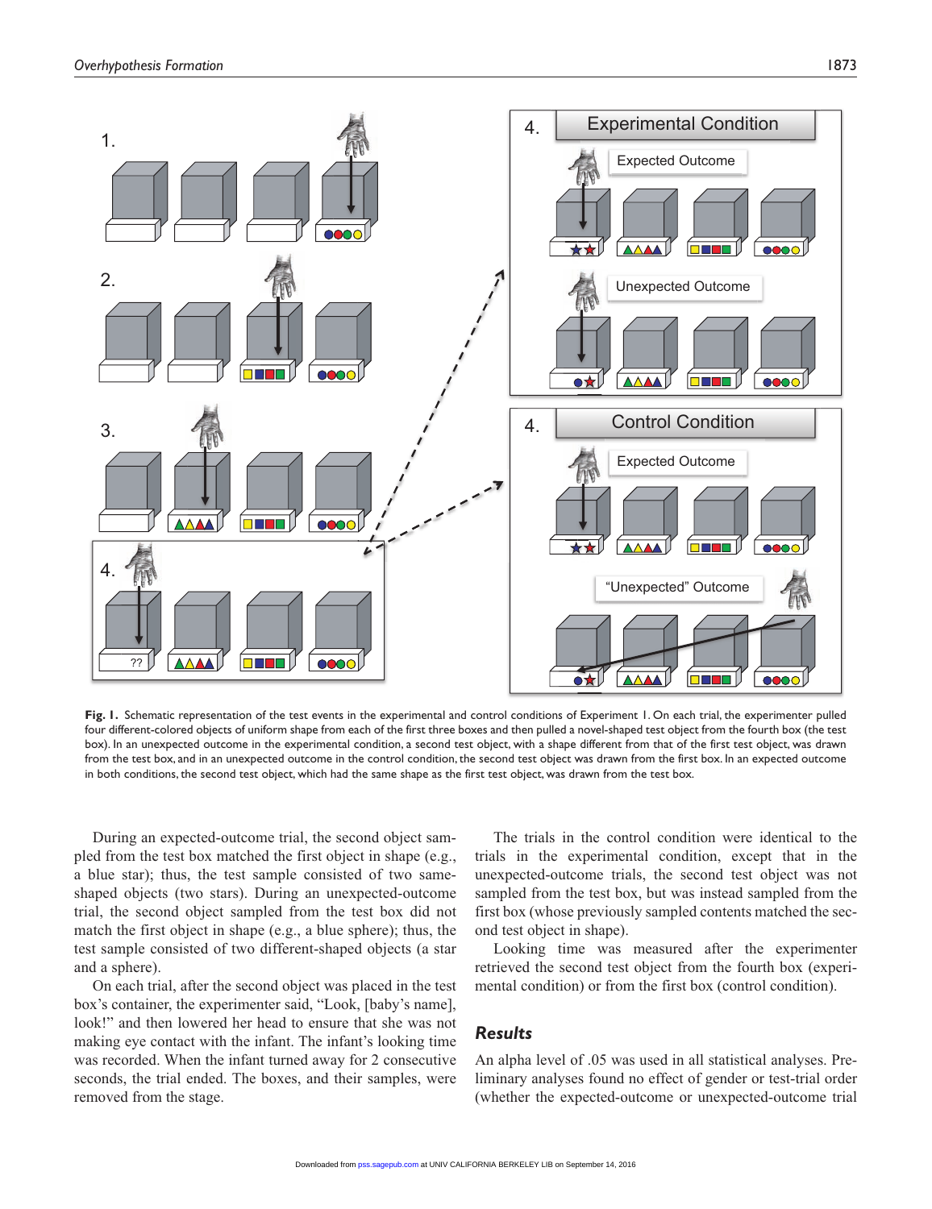1.

2.

3.

4.

??

4. Experimental Condition

Expected Outcome

Unexpected Outcome

4. Control Condition

Expected Outcome

"Unexpected" Outcome

**Fig. 1.** Schematic representation of the test events in the experimental and control conditions of Experiment 1. On each trial, the experimenter pulled four different-colored objects of uniform shape from each of the first three boxes and then pulled a novel-shaped test object from the fourth box (the test box). In an unexpected outcome in the experimental condition, a second test object, with a shape different from that of the first test object, was drawn from the test box, and in an unexpected outcome in the control condition, the second test object was drawn from the first box. In an expected outcome in both conditions, the second test object, which had the same shape as the first test object, was drawn from the test box.

During an expected-outcome trial, the second object sampled from the test box matched the first object in shape (e.g., a blue star); thus, the test sample consisted of two same-shaped objects (two stars). During an unexpected-outcome trial, the second object sampled from the test box did not match the first object in shape (e.g., a blue sphere); thus, the test sample consisted of two different-shaped objects (a star and a sphere).

On each trial, after the second object was placed in the test box's container, the experimenter said, "Look, [baby's name], look!" and then lowered her head to ensure that she was not making eye contact with the infant. The infant's looking time was recorded. When the infant turned away for 2 consecutive seconds, the trial ended. The boxes, and their samples, were removed from the stage.

The trials in the control condition were identical to the trials in the experimental condition, except that in the unexpected-outcome trials, the second test object was not sampled from the test box, but was instead sampled from the first box (whose previously sampled contents matched the second test object in shape).

Looking time was measured after the experimenter retrieved the second test object from the fourth box (experimental condition) or from the first box (control condition).

## Results

An alpha level of .05 was used in all statistical analyses. Preliminary analyses found no effect of gender or test-trial order (whether the expected-outcome or unexpected-outcome trial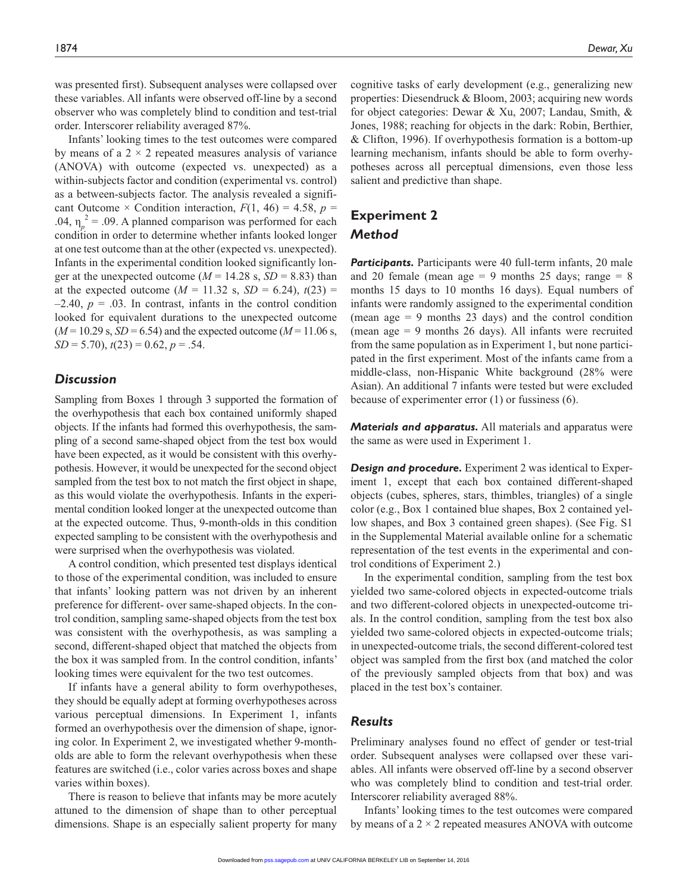was presented first). Subsequent analyses were collapsed over these variables. All infants were observed off-line by a second observer who was completely blind to condition and test-trial order. Interscorer reliability averaged 87%.

Infants' looking times to the test outcomes were compared by means of a 2 × 2 repeated measures analysis of variance (ANOVA) with outcome (expected vs. unexpected) as a within-subjects factor and condition (experimental vs. control) as a between-subjects factor. The analysis revealed a significant Outcome × Condition interaction, $F(1, 46) = 4.58$, $p = .04$, $\eta_p^2 = .09$. A planned comparison was performed for each condition in order to determine whether infants looked longer at one test outcome than at the other (expected vs. unexpected). Infants in the experimental condition looked significantly longer at the unexpected outcome ($M = 14.28$ s, $SD = 8.83$) than at the expected outcome ($M = 11.32$ s, $SD = 6.24$), $t(23) = –2.40$, $p = .03$. In contrast, infants in the control condition looked for equivalent durations to the unexpected outcome ($M = 10.29$ s, $SD = 6.54$) and the expected outcome ($M = 11.06$ s, $SD = 5.70$), $t(23) = 0.62$, $p = .54$.

## Discussion

Sampling from Boxes 1 through 3 supported the formation of the overhypothesis that each box contained uniformly shaped objects. If the infants had formed this overhypothesis, the sampling of a second same-shaped object from the test box would have been expected, as it would be consistent with this overhypothesis. However, it would be unexpected for the second object sampled from the test box to not match the first object in shape, as this would violate the overhypothesis. Infants in the experimental condition looked longer at the unexpected outcome than at the expected outcome. Thus, 9-month-olds in this condition expected sampling to be consistent with the overhypothesis and were surprised when the overhypothesis was violated.

A control condition, which presented test displays identical to those of the experimental condition, was included to ensure that infants' looking pattern was not driven by an inherent preference for different- over same-shaped objects. In the control condition, sampling same-shaped objects from the test box was consistent with the overhypothesis, as was sampling a second, different-shaped object that matched the objects from the box it was sampled from. In the control condition, infants' looking times were equivalent for the two test outcomes.

If infants have a general ability to form overhypotheses, they should be equally adept at forming overhypotheses across various perceptual dimensions. In Experiment 1, infants formed an overhypothesis over the dimension of shape, ignoring color. In Experiment 2, we investigated whether 9-month-olds are able to form the relevant overhypothesis when these features are switched (i.e., color varies across boxes and shape varies within boxes).

There is reason to believe that infants may be more acutely attuned to the dimension of shape than to other perceptual dimensions. Shape is an especially salient property for many cognitive tasks of early development (e.g., generalizing new properties: Diesendruck & Bloom, 2003; acquiring new words for object categories: Dewar & Xu, 2007; Landau, Smith, & Jones, 1988; reaching for objects in the dark: Robin, Berthier, & Clifton, 1996). If overhypothesis formation is a bottom-up learning mechanism, infants should be able to form overhypotheses across all perceptual dimensions, even those less salient and predictive than shape.

# Experiment 2

## Method

***Participants.*** Participants were 40 full-term infants, 20 male and 20 female (mean age = 9 months 25 days; range = 8 months 15 days to 10 months 16 days). Equal numbers of infants were randomly assigned to the experimental condition (mean age = 9 months 23 days) and the control condition (mean age = 9 months 26 days). All infants were recruited from the same population as in Experiment 1, but none participated in the first experiment. Most of the infants came from a middle-class, non-Hispanic White background (28% were Asian). An additional 7 infants were tested but were excluded because of experimenter error (1) or fussiness (6).

***Materials and apparatus.*** All materials and apparatus were the same as were used in Experiment 1.

***Design and procedure.*** Experiment 2 was identical to Experiment 1, except that each box contained different-shaped objects (cubes, spheres, stars, thimbles, triangles) of a single color (e.g., Box 1 contained blue shapes, Box 2 contained yellow shapes, and Box 3 contained green shapes). (See Fig. S1 in the Supplemental Material available online for a schematic representation of the test events in the experimental and control conditions of Experiment 2.)

In the experimental condition, sampling from the test box yielded two same-colored objects in expected-outcome trials and two different-colored objects in unexpected-outcome trials. In the control condition, sampling from the test box also yielded two same-colored objects in expected-outcome trials; in unexpected-outcome trials, the second different-colored test object was sampled from the first box (and matched the color of the previously sampled objects from that box) and was placed in the test box's container.

## Results

Preliminary analyses found no effect of gender or test-trial order. Subsequent analyses were collapsed over these variables. All infants were observed off-line by a second observer who was completely blind to condition and test-trial order. Interscorer reliability averaged 88%.

Infants' looking times to the test outcomes were compared by means of a 2 × 2 repeated measures ANOVA with outcome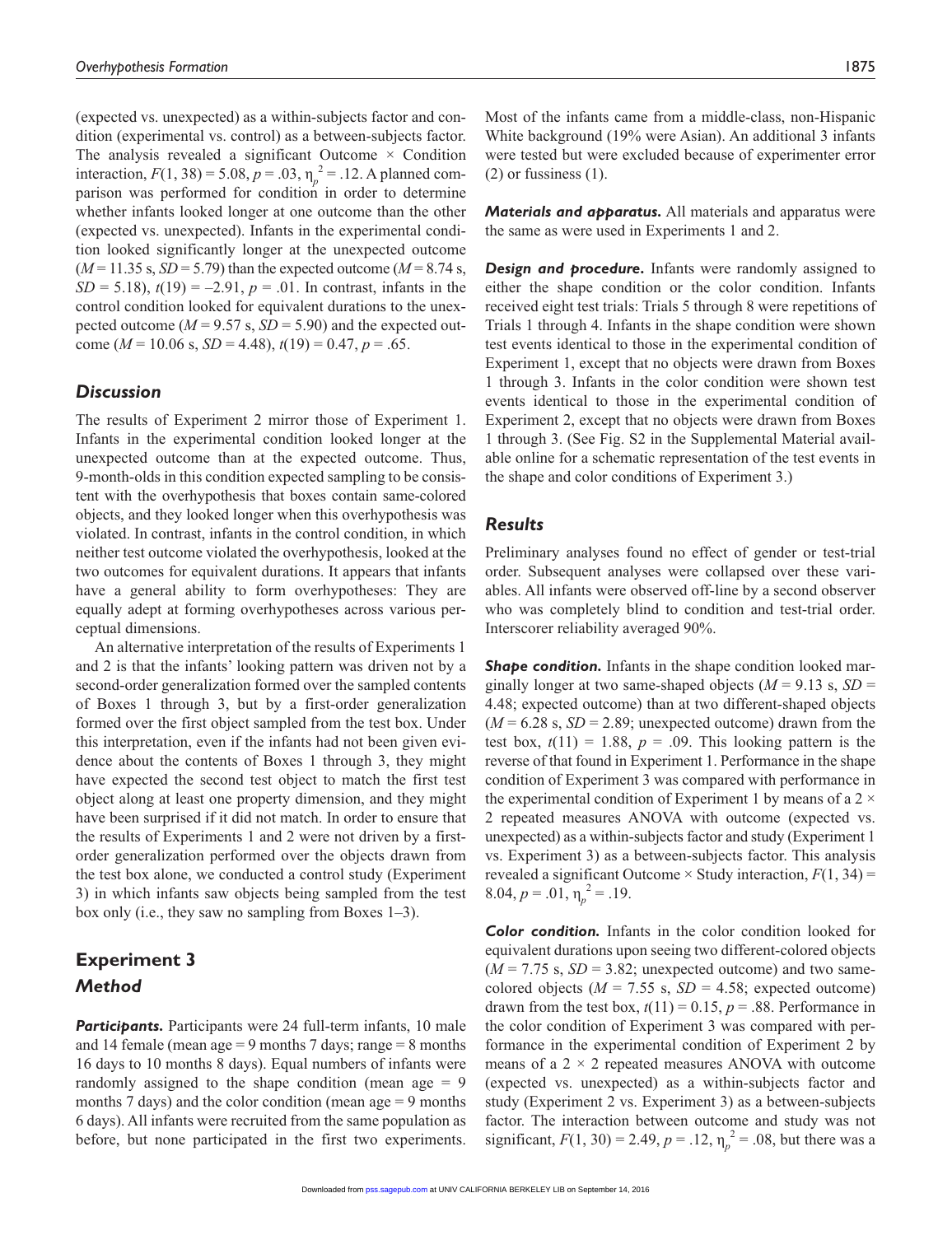(expected vs. unexpected) as a within-subjects factor and condition (experimental vs. control) as a between-subjects factor. The analysis revealed a significant Outcome × Condition interaction, $F(1, 38) = 5.08$, $p = .03$, $\eta_p^2 = .12$. A planned comparison was performed for condition in order to determine whether infants looked longer at one outcome than the other (expected vs. unexpected). Infants in the experimental condition looked significantly longer at the unexpected outcome ($M = 11.35$ s, $SD = 5.79$) than the expected outcome ($M = 8.74$ s, $SD = 5.18$), $t(19) = -2.91$, $p = .01$. In contrast, infants in the control condition looked for equivalent durations to the unexpected outcome ($M = 9.57$ s, $SD = 5.90$) and the expected outcome ($M = 10.06$ s, $SD = 4.48$), $t(19) = 0.47$, $p = .65$.

### *Discussion*

The results of Experiment 2 mirror those of Experiment 1. Infants in the experimental condition looked longer at the unexpected outcome than at the expected outcome. Thus, 9-month-olds in this condition expected sampling to be consistent with the overhypothesis that boxes contain same-colored objects, and they looked longer when this overhypothesis was violated. In contrast, infants in the control condition, in which neither test outcome violated the overhypothesis, looked at the two outcomes for equivalent durations. It appears that infants have a general ability to form overhypotheses: They are equally adept at forming overhypotheses across various perceptual dimensions.

An alternative interpretation of the results of Experiments 1 and 2 is that the infants' looking pattern was driven not by a second-order generalization formed over the sampled contents of Boxes 1 through 3, but by a first-order generalization formed over the first object sampled from the test box. Under this interpretation, even if the infants had not been given evidence about the contents of Boxes 1 through 3, they might have expected the second test object to match the first test object along at least one property dimension, and they might have been surprised if it did not match. In order to ensure that the results of Experiments 1 and 2 were not driven by a first-order generalization performed over the objects drawn from the test box alone, we conducted a control study (Experiment 3) in which infants saw objects being sampled from the test box only (i.e., they saw no sampling from Boxes 1–3).

## Experiment 3

### *Method*

***Participants.*** Participants were 24 full-term infants, 10 male and 14 female (mean age = 9 months 7 days; range = 8 months 16 days to 10 months 8 days). Equal numbers of infants were randomly assigned to the shape condition (mean age = 9 months 7 days) and the color condition (mean age = 9 months 6 days). All infants were recruited from the same population as before, but none participated in the first two experiments. Most of the infants came from a middle-class, non-Hispanic White background (19% were Asian). An additional 3 infants were tested but were excluded because of experimenter error (2) or fussiness (1).

***Materials and apparatus.*** All materials and apparatus were the same as were used in Experiments 1 and 2.

***Design and procedure.*** Infants were randomly assigned to either the shape condition or the color condition. Infants received eight test trials: Trials 5 through 8 were repetitions of Trials 1 through 4. Infants in the shape condition were shown test events identical to those in the experimental condition of Experiment 1, except that no objects were drawn from Boxes 1 through 3. Infants in the color condition were shown test events identical to those in the experimental condition of Experiment 2, except that no objects were drawn from Boxes 1 through 3. (See Fig. S2 in the Supplemental Material available online for a schematic representation of the test events in the shape and color conditions of Experiment 3.)

### *Results*

Preliminary analyses found no effect of gender or test-trial order. Subsequent analyses were collapsed over these variables. All infants were observed off-line by a second observer who was completely blind to condition and test-trial order. Interscorer reliability averaged 90%.

***Shape condition.*** Infants in the shape condition looked marginally longer at two same-shaped objects ($M = 9.13$ s, $SD = 4.48$; expected outcome) than at two different-shaped objects ($M = 6.28$ s, $SD = 2.89$; unexpected outcome) drawn from the test box, $t(11) = 1.88$, $p = .09$. This looking pattern is the reverse of that found in Experiment 1. Performance in the shape condition of Experiment 3 was compared with performance in the experimental condition of Experiment 1 by means of a 2 × 2 repeated measures ANOVA with outcome (expected vs. unexpected) as a within-subjects factor and study (Experiment 1 vs. Experiment 3) as a between-subjects factor. This analysis revealed a significant Outcome × Study interaction, $F(1, 34) = 8.04$, $p = .01$, $\eta_p^2 = .19$.

***Color condition.*** Infants in the color condition looked for equivalent durations upon seeing two different-colored objects ($M = 7.75$ s, $SD = 3.82$; unexpected outcome) and two same-colored objects ($M = 7.55$ s, $SD = 4.58$; expected outcome) drawn from the test box, $t(11) = 0.15$, $p = .88$. Performance in the color condition of Experiment 3 was compared with performance in the experimental condition of Experiment 2 by means of a 2 × 2 repeated measures ANOVA with outcome (expected vs. unexpected) as a within-subjects factor and study (Experiment 2 vs. Experiment 3) as a between-subjects factor. The interaction between outcome and study was not significant, $F(1, 30) = 2.49$, $p = .12$, $\eta_p^2 = .08$, but there was a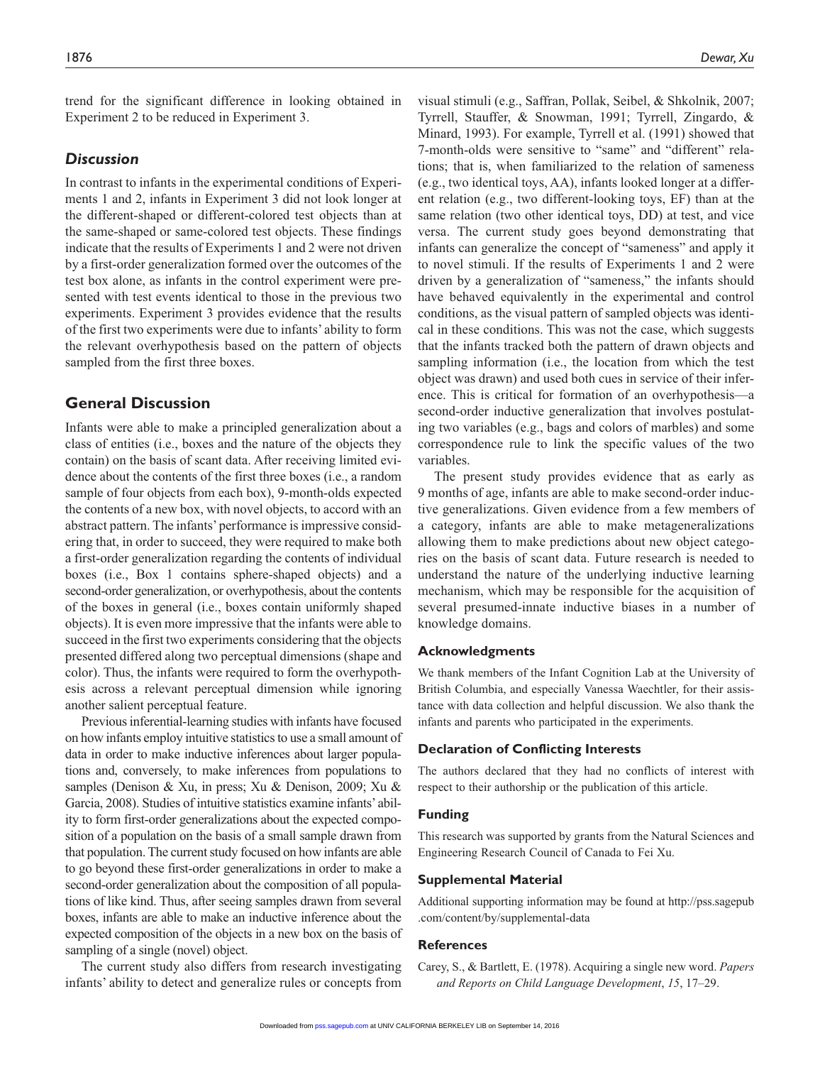trend for the significant difference in looking obtained in Experiment 2 to be reduced in Experiment 3.

### *Discussion*

In contrast to infants in the experimental conditions of Experiments 1 and 2, infants in Experiment 3 did not look longer at the different-shaped or different-colored test objects than at the same-shaped or same-colored test objects. These findings indicate that the results of Experiments 1 and 2 were not driven by a first-order generalization formed over the outcomes of the test box alone, as infants in the control experiment were presented with test events identical to those in the previous two experiments. Experiment 3 provides evidence that the results of the first two experiments were due to infants' ability to form the relevant overhypothesis based on the pattern of objects sampled from the first three boxes.

## General Discussion

Infants were able to make a principled generalization about a class of entities (i.e., boxes and the nature of the objects they contain) on the basis of scant data. After receiving limited evidence about the contents of the first three boxes (i.e., a random sample of four objects from each box), 9-month-olds expected the contents of a new box, with novel objects, to accord with an abstract pattern. The infants' performance is impressive considering that, in order to succeed, they were required to make both a first-order generalization regarding the contents of individual boxes (i.e., Box 1 contains sphere-shaped objects) and a second-order generalization, or overhypothesis, about the contents of the boxes in general (i.e., boxes contain uniformly shaped objects). It is even more impressive that the infants were able to succeed in the first two experiments considering that the objects presented differed along two perceptual dimensions (shape and color). Thus, the infants were required to form the overhypothesis across a relevant perceptual dimension while ignoring another salient perceptual feature.

Previous inferential-learning studies with infants have focused on how infants employ intuitive statistics to use a small amount of data in order to make inductive inferences about larger populations and, conversely, to make inferences from populations to samples (Denison & Xu, in press; Xu & Denison, 2009; Xu & Garcia, 2008). Studies of intuitive statistics examine infants' ability to form first-order generalizations about the expected composition of a population on the basis of a small sample drawn from that population. The current study focused on how infants are able to go beyond these first-order generalizations in order to make a second-order generalization about the composition of all populations of like kind. Thus, after seeing samples drawn from several boxes, infants are able to make an inductive inference about the expected composition of the objects in a new box on the basis of sampling of a single (novel) object.

The current study also differs from research investigating infants' ability to detect and generalize rules or concepts from visual stimuli (e.g., Saffran, Pollak, Seibel, & Shkolnik, 2007; Tyrrell, Stauffer, & Snowman, 1991; Tyrrell, Zingardo, & Minard, 1993). For example, Tyrrell et al. (1991) showed that 7-month-olds were sensitive to "same" and "different" relations; that is, when familiarized to the relation of sameness (e.g., two identical toys, AA), infants looked longer at a different relation (e.g., two different-looking toys, EF) than at the same relation (two other identical toys, DD) at test, and vice versa. The current study goes beyond demonstrating that infants can generalize the concept of "sameness" and apply it to novel stimuli. If the results of Experiments 1 and 2 were driven by a generalization of "sameness," the infants should have behaved equivalently in the experimental and control conditions, as the visual pattern of sampled objects was identical in these conditions. This was not the case, which suggests that the infants tracked both the pattern of drawn objects and sampling information (i.e., the location from which the test object was drawn) and used both cues in service of their inference. This is critical for formation of an overhypothesis—a second-order inductive generalization that involves postulating two variables (e.g., bags and colors of marbles) and some correspondence rule to link the specific values of the two variables.

The present study provides evidence that as early as 9 months of age, infants are able to make second-order inductive generalizations. Given evidence from a few members of a category, infants are able to make metageneralizations allowing them to make predictions about new object categories on the basis of scant data. Future research is needed to understand the nature of the underlying inductive learning mechanism, which may be responsible for the acquisition of several presumed-innate inductive biases in a number of knowledge domains.

### Acknowledgments

We thank members of the Infant Cognition Lab at the University of British Columbia, and especially Vanessa Waechtler, for their assistance with data collection and helpful discussion. We also thank the infants and parents who participated in the experiments.

### Declaration of Conflicting Interests

The authors declared that they had no conflicts of interest with respect to their authorship or the publication of this article.

### Funding

This research was supported by grants from the Natural Sciences and Engineering Research Council of Canada to Fei Xu.

### Supplemental Material

Additional supporting information may be found at http://pss.sagepub.com/content/by/supplemental-data

### References

Carey, S., & Bartlett, E. (1978). Acquiring a single new word. *Papers and Reports on Child Language Development*, *15*, 17–29.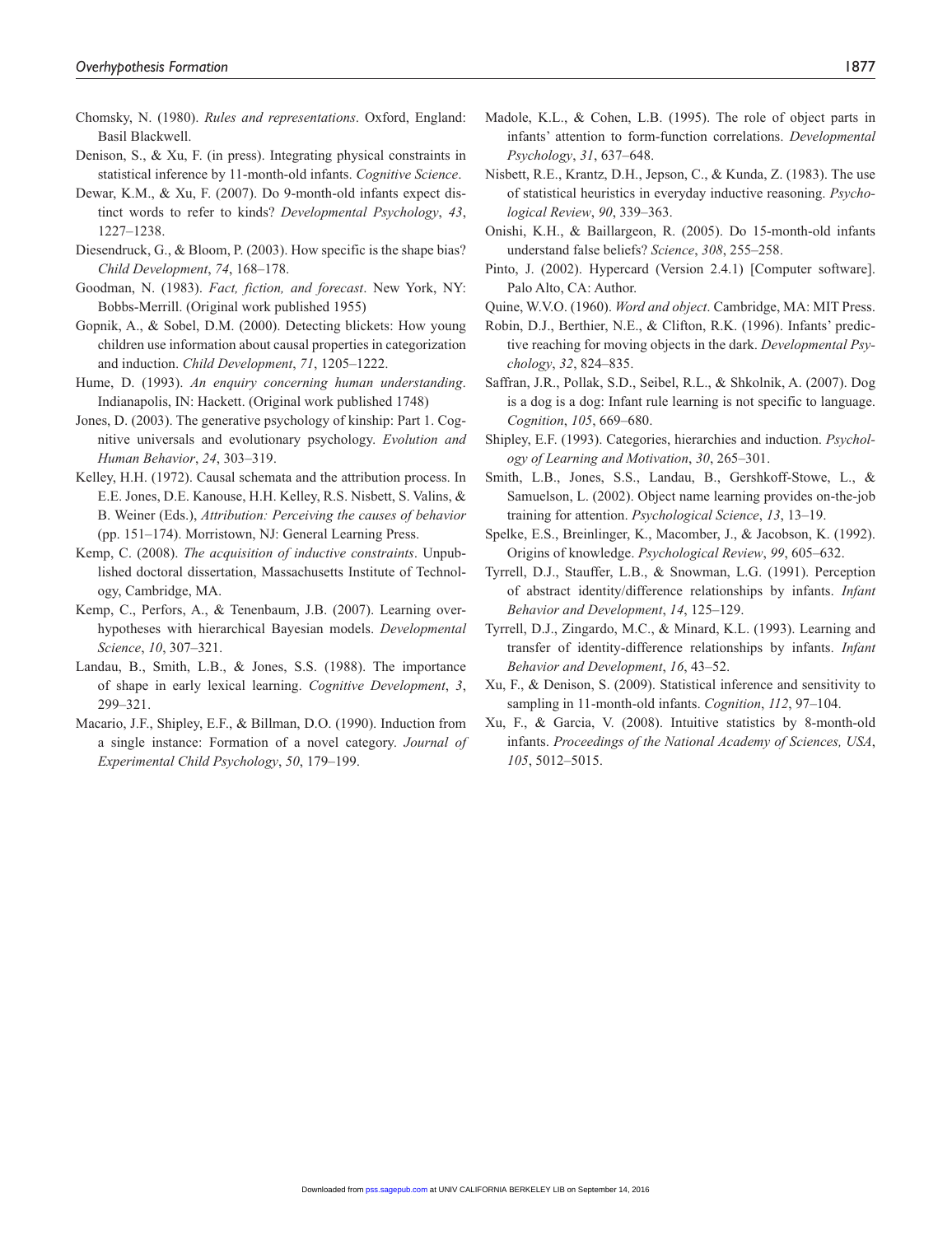Chomsky, N. (1980). *Rules and representations*. Oxford, England: Basil Blackwell.

Denison, S., & Xu, F. (in press). Integrating physical constraints in statistical inference by 11-month-old infants. *Cognitive Science*.

Dewar, K.M., & Xu, F. (2007). Do 9-month-old infants expect distinct words to refer to kinds? *Developmental Psychology*, *43*, 1227–1238.

Diesendruck, G., & Bloom, P. (2003). How specific is the shape bias? *Child Development*, *74*, 168–178.

Goodman, N. (1983). *Fact, fiction, and forecast*. New York, NY: Bobbs-Merrill. (Original work published 1955)

Gopnik, A., & Sobel, D.M. (2000). Detecting blickets: How young children use information about causal properties in categorization and induction. *Child Development*, *71*, 1205–1222.

Hume, D. (1993). *An enquiry concerning human understanding*. Indianapolis, IN: Hackett. (Original work published 1748)

Jones, D. (2003). The generative psychology of kinship: Part 1. Cognitive universals and evolutionary psychology. *Evolution and Human Behavior*, *24*, 303–319.

Kelley, H.H. (1972). Causal schemata and the attribution process. In E.E. Jones, D.E. Kanouse, H.H. Kelley, R.S. Nisbett, S. Valins, & B. Weiner (Eds.), *Attribution: Perceiving the causes of behavior* (pp. 151–174). Morristown, NJ: General Learning Press.

Kemp, C. (2008). *The acquisition of inductive constraints*. Unpublished doctoral dissertation, Massachusetts Institute of Technology, Cambridge, MA.

Kemp, C., Perfors, A., & Tenenbaum, J.B. (2007). Learning overhypotheses with hierarchical Bayesian models. *Developmental Science*, *10*, 307–321.

Landau, B., Smith, L.B., & Jones, S.S. (1988). The importance of shape in early lexical learning. *Cognitive Development*, *3*, 299–321.

Macario, J.F., Shipley, E.F., & Billman, D.O. (1990). Induction from a single instance: Formation of a novel category. *Journal of Experimental Child Psychology*, *50*, 179–199.

Madole, K.L., & Cohen, L.B. (1995). The role of object parts in infants' attention to form-function correlations. *Developmental Psychology*, *31*, 637–648.

Nisbett, R.E., Krantz, D.H., Jepson, C., & Kunda, Z. (1983). The use of statistical heuristics in everyday inductive reasoning. *Psychological Review*, *90*, 339–363.

Onishi, K.H., & Baillargeon, R. (2005). Do 15-month-old infants understand false beliefs? *Science*, *308*, 255–258.

Pinto, J. (2002). Hypercard (Version 2.4.1) [Computer software]. Palo Alto, CA: Author.

Quine, W.V.O. (1960). *Word and object*. Cambridge, MA: MIT Press.

Robin, D.J., Berthier, N.E., & Clifton, R.K. (1996). Infants' predictive reaching for moving objects in the dark. *Developmental Psychology*, *32*, 824–835.

Saffran, J.R., Pollak, S.D., Seibel, R.L., & Shkolnik, A. (2007). Dog is a dog is a dog: Infant rule learning is not specific to language. *Cognition*, *105*, 669–680.

Shipley, E.F. (1993). Categories, hierarchies and induction. *Psychology of Learning and Motivation*, *30*, 265–301.

Smith, L.B., Jones, S.S., Landau, B., Gershkoff-Stowe, L., & Samuelson, L. (2002). Object name learning provides on-the-job training for attention. *Psychological Science*, *13*, 13–19.

Spelke, E.S., Breinlinger, K., Macomber, J., & Jacobson, K. (1992). Origins of knowledge. *Psychological Review*, *99*, 605–632.

Tyrrell, D.J., Stauffer, L.B., & Snowman, L.G. (1991). Perception of abstract identity/difference relationships by infants. *Infant Behavior and Development*, *14*, 125–129.

Tyrrell, D.J., Zingardo, M.C., & Minard, K.L. (1993). Learning and transfer of identity-difference relationships by infants. *Infant Behavior and Development*, *16*, 43–52.

Xu, F., & Denison, S. (2009). Statistical inference and sensitivity to sampling in 11-month-old infants. *Cognition*, *112*, 97–104.

Xu, F., & Garcia, V. (2008). Intuitive statistics by 8-month-old infants. *Proceedings of the National Academy of Sciences, USA*, *105*, 5012–5015.